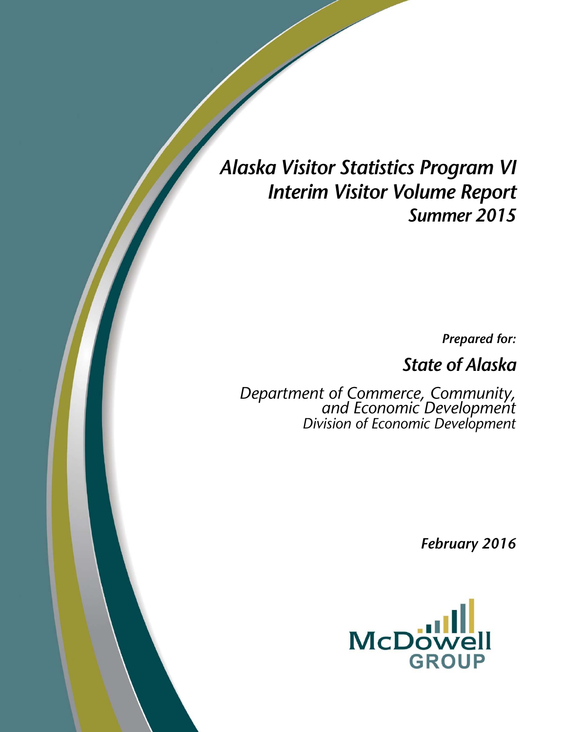# Alaska Visitor Statistics Program VI
# Interim Visitor Volume Report
## Summer 2015

*Prepared for:*

## State of Alaska

*Department of Commerce, Community, and Economic Development*
*Division of Economic Development*

*February 2016*

McDowell Group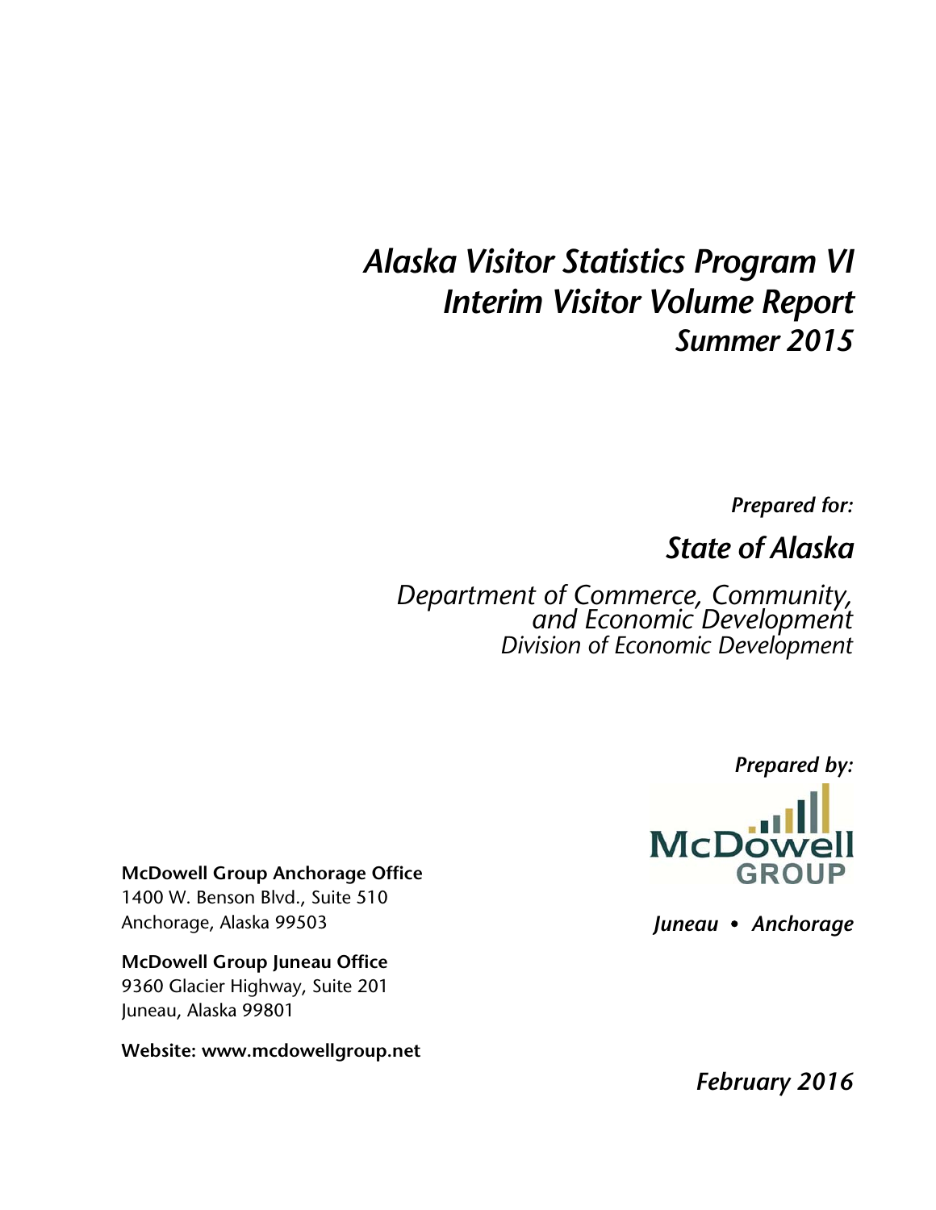# *Alaska Visitor Statistics Program VI*
# *Interim Visitor Volume Report*
## *Summer 2015*

***Prepared for:***

## *State of Alaska*

*Department of Commerce, Community, and Economic Development*
*Division of Economic Development*

***Prepared by:***

McDowell GROUP

***Juneau • Anchorage***

**McDowell Group Anchorage Office**
1400 W. Benson Blvd., Suite 510
Anchorage, Alaska 99503

**McDowell Group Juneau Office**
9360 Glacier Highway, Suite 201
Juneau, Alaska 99801

**Website: www.mcdowellgroup.net**

***February 2016***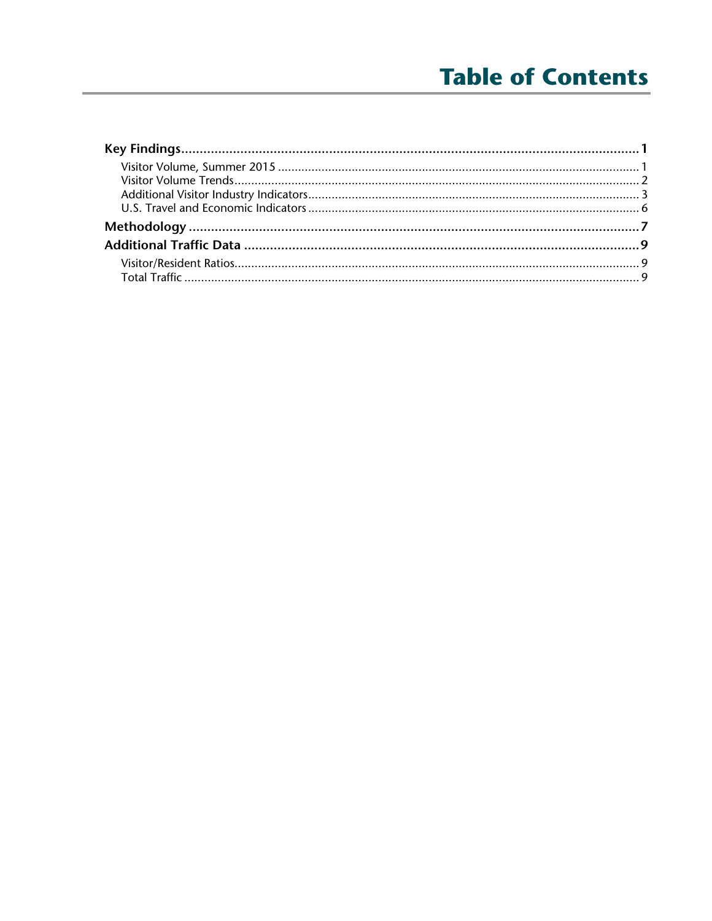# Table of Contents

**Key Findings** ............................................................ **1**

- Visitor Volume, Summer 2015 ............................................ 1
- Visitor Volume Trends ................................................... 2
- Additional Visitor Industry Indicators .................................. 3
- U.S. Travel and Economic Indicators ..................................... 6

**Methodology** ............................................................ **7**

**Additional Traffic Data** ................................................ **9**

- Visitor/Resident Ratios .................................................. 9
- Total Traffic ............................................................ 9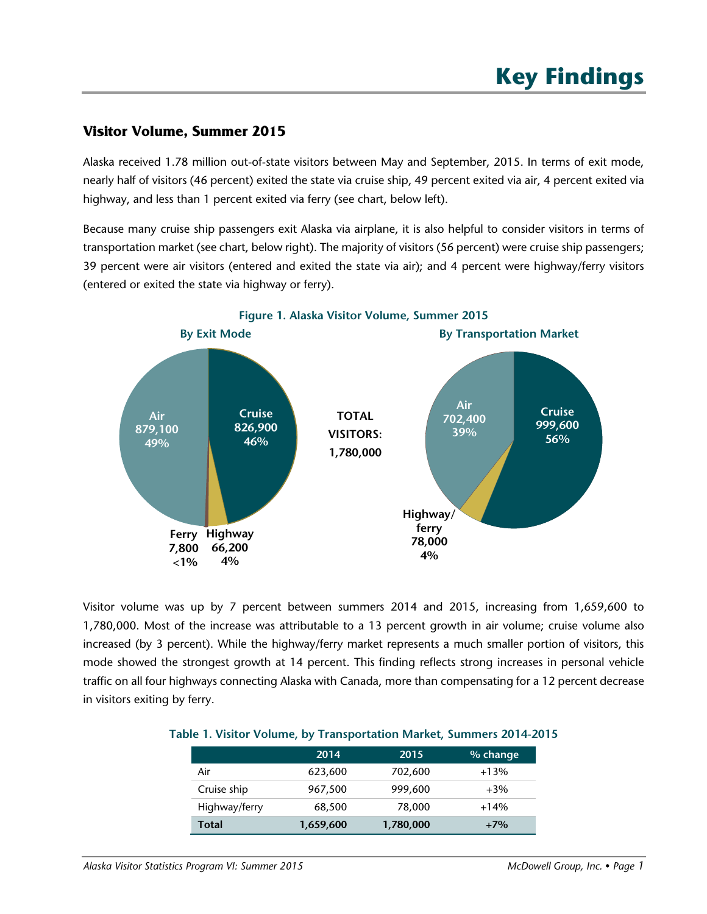# Key Findings

## Visitor Volume, Summer 2015

Alaska received 1.78 million out-of-state visitors between May and September, 2015. In terms of exit mode, nearly half of visitors (46 percent) exited the state via cruise ship, 49 percent exited via air, 4 percent exited via highway, and less than 1 percent exited via ferry (see chart, below left).

Because many cruise ship passengers exit Alaska via airplane, it is also helpful to consider visitors in terms of transportation market (see chart, below right). The majority of visitors (56 percent) were cruise ship passengers; 39 percent were air visitors (entered and exited the state via air); and 4 percent were highway/ferry visitors (entered or exited the state via highway or ferry).

**Figure 1. Alaska Visitor Volume, Summer 2015**

**By Exit Mode**

- Air: 879,100 (49%)
- Cruise: 826,900 (46%)
- Highway: 66,200 (4%)
- Ferry: 7,800 (<1%)

**TOTAL VISITORS: 1,780,000**

**By Transportation Market**

- Cruise: 999,600 (56%)
- Air: 702,400 (39%)
- Highway/ferry: 78,000 (4%)

Visitor volume was up by 7 percent between summers 2014 and 2015, increasing from 1,659,600 to 1,780,000. Most of the increase was attributable to a 13 percent growth in air volume; cruise volume also increased (by 3 percent). While the highway/ferry market represents a much smaller portion of visitors, this mode showed the strongest growth at 14 percent. This finding reflects strong increases in personal vehicle traffic on all four highways connecting Alaska with Canada, more than compensating for a 12 percent decrease in visitors exiting by ferry.

**Table 1. Visitor Volume, by Transportation Market, Summers 2014-2015**

| | 2014 | 2015 | % change |
|---|---|---|---|
| Air | 623,600 | 702,600 | +13% |
| Cruise ship | 967,500 | 999,600 | +3% |
| Highway/ferry | 68,500 | 78,000 | +14% |
| **Total** | **1,659,600** | **1,780,000** | **+7%** |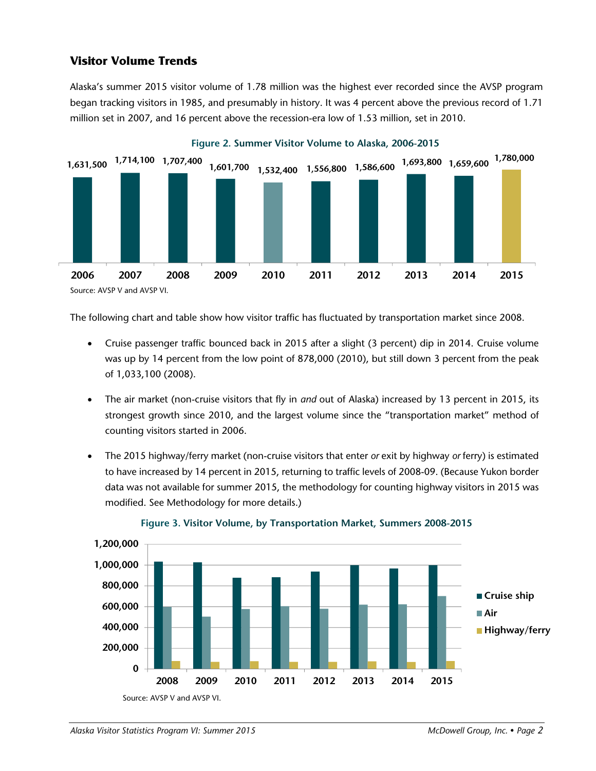## Visitor Volume Trends

Alaska's summer 2015 visitor volume of 1.78 million was the highest ever recorded since the AVSP program began tracking visitors in 1985, and presumably in history. It was 4 percent above the previous record of 1.71 million set in 2007, and 16 percent above the recession-era low of 1.53 million, set in 2010.

**Figure 2. Summer Visitor Volume to Alaska, 2006-2015**

| 2006 | 2007 | 2008 | 2009 | 2010 | 2011 | 2012 | 2013 | 2014 | 2015 |
|---|---|---|---|---|---|---|---|---|---|
| 1,631,500 | 1,714,100 | 1,707,400 | 1,601,700 | 1,532,400 | 1,556,800 | 1,586,600 | 1,693,800 | 1,659,600 | 1,780,000 |

Source: AVSP V and AVSP VI.

The following chart and table show how visitor traffic has fluctuated by transportation market since 2008.

- Cruise passenger traffic bounced back in 2015 after a slight (3 percent) dip in 2014. Cruise volume was up by 14 percent from the low point of 878,000 (2010), but still down 3 percent from the peak of 1,033,100 (2008).
- The air market (non-cruise visitors that fly in *and* out of Alaska) increased by 13 percent in 2015, its strongest growth since 2010, and the largest volume since the "transportation market" method of counting visitors started in 2006.
- The 2015 highway/ferry market (non-cruise visitors that enter *or* exit by highway *or* ferry) is estimated to have increased by 14 percent in 2015, returning to traffic levels of 2008-09. (Because Yukon border data was not available for summer 2015, the methodology for counting highway visitors in 2015 was modified. See Methodology for more details.)

**Figure 3. Visitor Volume, by Transportation Market, Summers 2008-2015**

Source: AVSP V and AVSP VI.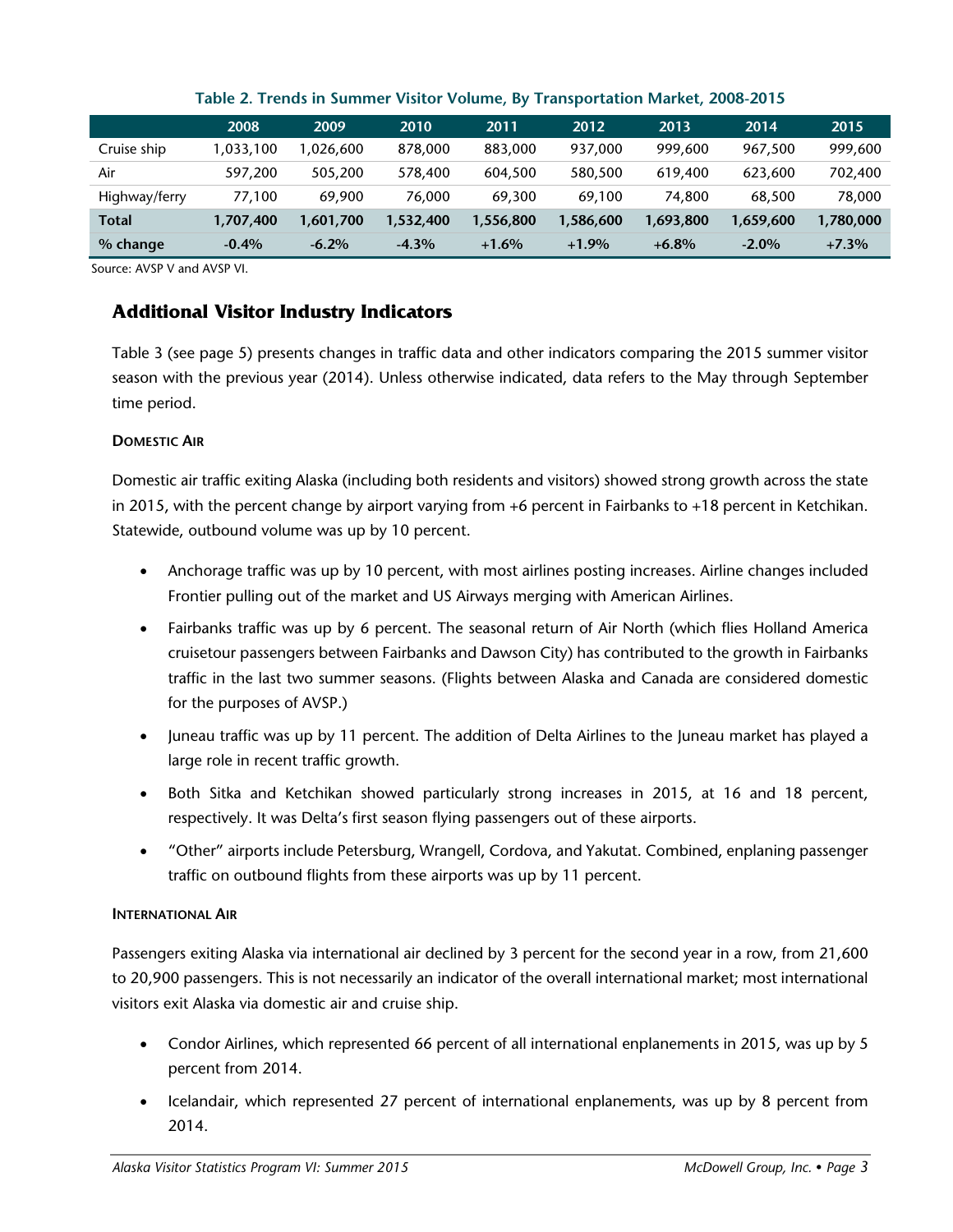**Table 2. Trends in Summer Visitor Volume, By Transportation Market, 2008-2015**

| | 2008 | 2009 | 2010 | 2011 | 2012 | 2013 | 2014 | 2015 |
|---|---|---|---|---|---|---|---|---|
| Cruise ship | 1,033,100 | 1,026,600 | 878,000 | 883,000 | 937,000 | 999,600 | 967,500 | 999,600 |
| Air | 597,200 | 505,200 | 578,400 | 604,500 | 580,500 | 619,400 | 623,600 | 702,400 |
| Highway/ferry | 77,100 | 69,900 | 76,000 | 69,300 | 69,100 | 74,800 | 68,500 | 78,000 |
| **Total** | **1,707,400** | **1,601,700** | **1,532,400** | **1,556,800** | **1,586,600** | **1,693,800** | **1,659,600** | **1,780,000** |
| **% change** | **-0.4%** | **-6.2%** | **-4.3%** | **+1.6%** | **+1.9%** | **+6.8%** | **-2.0%** | **+7.3%** |

Source: AVSP V and AVSP VI.

## Additional Visitor Industry Indicators

Table 3 (see page 5) presents changes in traffic data and other indicators comparing the 2015 summer visitor season with the previous year (2014). Unless otherwise indicated, data refers to the May through September time period.

### Domestic Air

Domestic air traffic exiting Alaska (including both residents and visitors) showed strong growth across the state in 2015, with the percent change by airport varying from +6 percent in Fairbanks to +18 percent in Ketchikan. Statewide, outbound volume was up by 10 percent.

- Anchorage traffic was up by 10 percent, with most airlines posting increases. Airline changes included Frontier pulling out of the market and US Airways merging with American Airlines.
- Fairbanks traffic was up by 6 percent. The seasonal return of Air North (which flies Holland America cruisetour passengers between Fairbanks and Dawson City) has contributed to the growth in Fairbanks traffic in the last two summer seasons. (Flights between Alaska and Canada are considered domestic for the purposes of AVSP.)
- Juneau traffic was up by 11 percent. The addition of Delta Airlines to the Juneau market has played a large role in recent traffic growth.
- Both Sitka and Ketchikan showed particularly strong increases in 2015, at 16 and 18 percent, respectively. It was Delta's first season flying passengers out of these airports.
- "Other" airports include Petersburg, Wrangell, Cordova, and Yakutat. Combined, enplaning passenger traffic on outbound flights from these airports was up by 11 percent.

### International Air

Passengers exiting Alaska via international air declined by 3 percent for the second year in a row, from 21,600 to 20,900 passengers. This is not necessarily an indicator of the overall international market; most international visitors exit Alaska via domestic air and cruise ship.

- Condor Airlines, which represented 66 percent of all international enplanements in 2015, was up by 5 percent from 2014.
- Icelandair, which represented 27 percent of international enplanements, was up by 8 percent from 2014.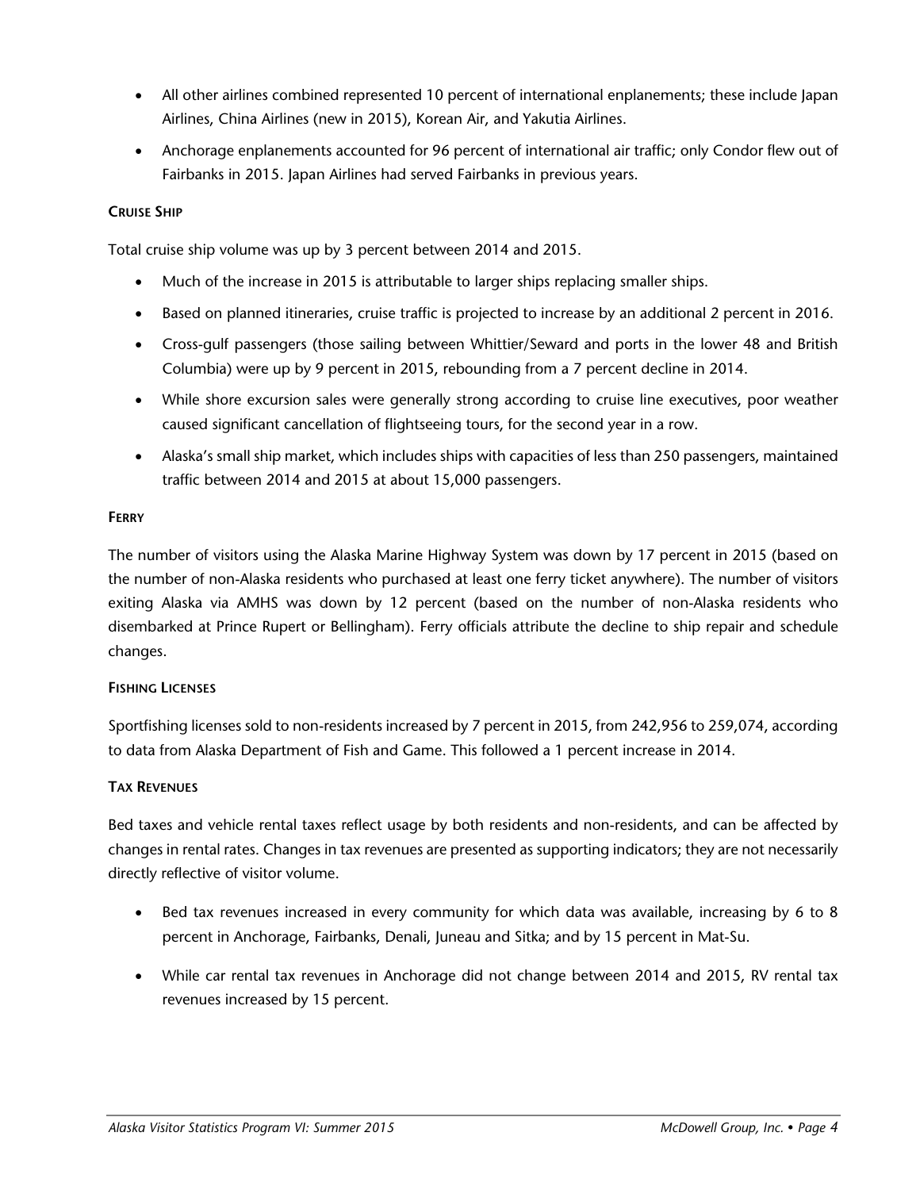- All other airlines combined represented 10 percent of international enplanements; these include Japan Airlines, China Airlines (new in 2015), Korean Air, and Yakutia Airlines.
- Anchorage enplanements accounted for 96 percent of international air traffic; only Condor flew out of Fairbanks in 2015. Japan Airlines had served Fairbanks in previous years.

#### Cruise Ship

Total cruise ship volume was up by 3 percent between 2014 and 2015.

- Much of the increase in 2015 is attributable to larger ships replacing smaller ships.
- Based on planned itineraries, cruise traffic is projected to increase by an additional 2 percent in 2016.
- Cross-gulf passengers (those sailing between Whittier/Seward and ports in the lower 48 and British Columbia) were up by 9 percent in 2015, rebounding from a 7 percent decline in 2014.
- While shore excursion sales were generally strong according to cruise line executives, poor weather caused significant cancellation of flightseeing tours, for the second year in a row.
- Alaska's small ship market, which includes ships with capacities of less than 250 passengers, maintained traffic between 2014 and 2015 at about 15,000 passengers.

#### Ferry

The number of visitors using the Alaska Marine Highway System was down by 17 percent in 2015 (based on the number of non-Alaska residents who purchased at least one ferry ticket anywhere). The number of visitors exiting Alaska via AMHS was down by 12 percent (based on the number of non-Alaska residents who disembarked at Prince Rupert or Bellingham). Ferry officials attribute the decline to ship repair and schedule changes.

#### Fishing Licenses

Sportfishing licenses sold to non-residents increased by 7 percent in 2015, from 242,956 to 259,074, according to data from Alaska Department of Fish and Game. This followed a 1 percent increase in 2014.

#### Tax Revenues

Bed taxes and vehicle rental taxes reflect usage by both residents and non-residents, and can be affected by changes in rental rates. Changes in tax revenues are presented as supporting indicators; they are not necessarily directly reflective of visitor volume.

- Bed tax revenues increased in every community for which data was available, increasing by 6 to 8 percent in Anchorage, Fairbanks, Denali, Juneau and Sitka; and by 15 percent in Mat-Su.
- While car rental tax revenues in Anchorage did not change between 2014 and 2015, RV rental tax revenues increased by 15 percent.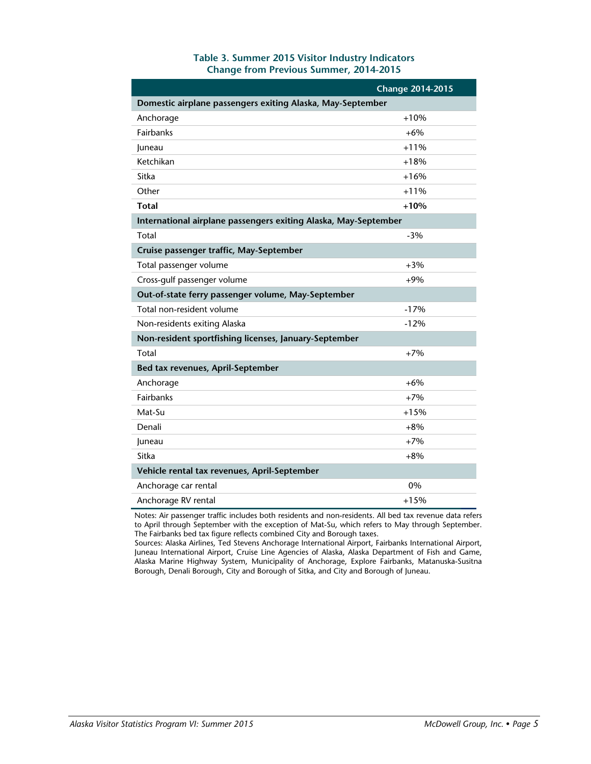**Table 3. Summer 2015 Visitor Industry Indicators**
**Change from Previous Summer, 2014-2015**

| | Change 2014-2015 |
|---|---|
| **Domestic airplane passengers exiting Alaska, May-September** | |
| Anchorage | +10% |
| Fairbanks | +6% |
| Juneau | +11% |
| Ketchikan | +18% |
| Sitka | +16% |
| Other | +11% |
| **Total** | **+10%** |
| **International airplane passengers exiting Alaska, May-September** | |
| Total | -3% |
| **Cruise passenger traffic, May-September** | |
| Total passenger volume | +3% |
| Cross-gulf passenger volume | +9% |
| **Out-of-state ferry passenger volume, May-September** | |
| Total non-resident volume | -17% |
| Non-residents exiting Alaska | -12% |
| **Non-resident sportfishing licenses, January-September** | |
| Total | +7% |
| **Bed tax revenues, April-September** | |
| Anchorage | +6% |
| Fairbanks | +7% |
| Mat-Su | +15% |
| Denali | +8% |
| Juneau | +7% |
| Sitka | +8% |
| **Vehicle rental tax revenues, April-September** | |
| Anchorage car rental | 0% |
| Anchorage RV rental | +15% |

Notes: Air passenger traffic includes both residents and non-residents. All bed tax revenue data refers to April through September with the exception of Mat-Su, which refers to May through September. The Fairbanks bed tax figure reflects combined City and Borough taxes.

Sources: Alaska Airlines, Ted Stevens Anchorage International Airport, Fairbanks International Airport, Juneau International Airport, Cruise Line Agencies of Alaska, Alaska Department of Fish and Game, Alaska Marine Highway System, Municipality of Anchorage, Explore Fairbanks, Matanuska-Susitna Borough, Denali Borough, City and Borough of Sitka, and City and Borough of Juneau.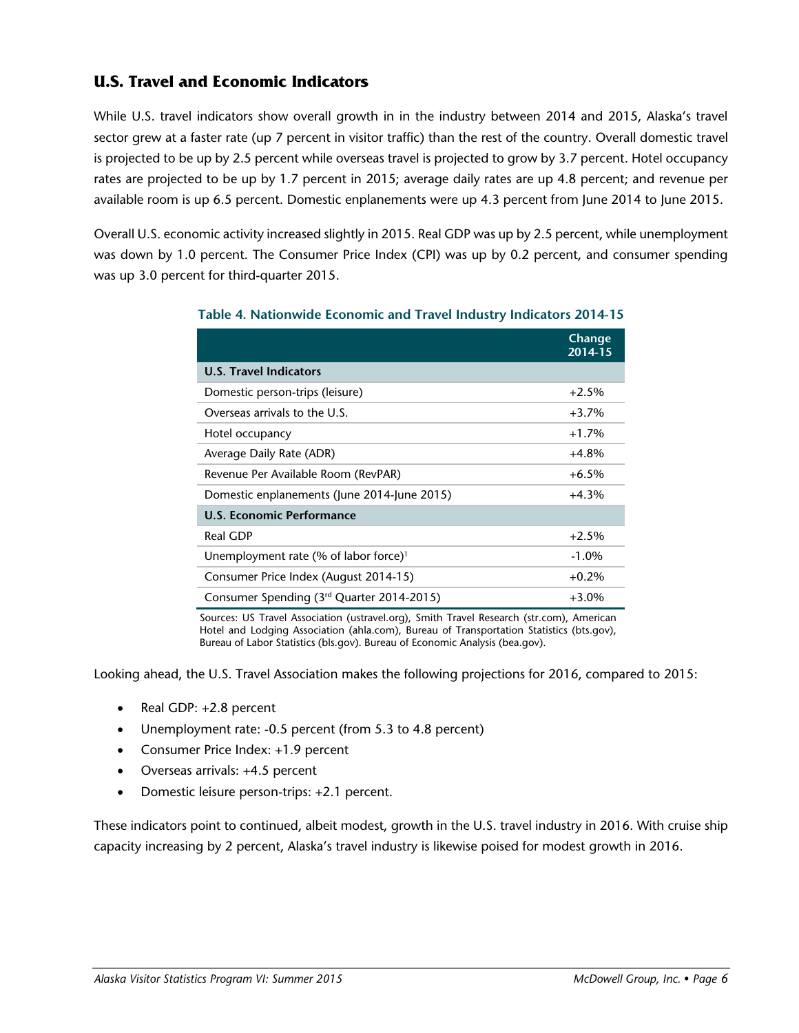## U.S. Travel and Economic Indicators

While U.S. travel indicators show overall growth in in the industry between 2014 and 2015, Alaska's travel sector grew at a faster rate (up 7 percent in visitor traffic) than the rest of the country. Overall domestic travel is projected to be up by 2.5 percent while overseas travel is projected to grow by 3.7 percent. Hotel occupancy rates are projected to be up by 1.7 percent in 2015; average daily rates are up 4.8 percent; and revenue per available room is up 6.5 percent. Domestic enplanements were up 4.3 percent from June 2014 to June 2015.

Overall U.S. economic activity increased slightly in 2015. Real GDP was up by 2.5 percent, while unemployment was down by 1.0 percent. The Consumer Price Index (CPI) was up by 0.2 percent, and consumer spending was up 3.0 percent for third-quarter 2015.

**Table 4. Nationwide Economic and Travel Industry Indicators 2014-15**

| | Change 2014-15 |
|---|---|
| **U.S. Travel Indicators** | |
| Domestic person-trips (leisure) | +2.5% |
| Overseas arrivals to the U.S. | +3.7% |
| Hotel occupancy | +1.7% |
| Average Daily Rate (ADR) | +4.8% |
| Revenue Per Available Room (RevPAR) | +6.5% |
| Domestic enplanements (June 2014-June 2015) | +4.3% |
| **U.S. Economic Performance** | |
| Real GDP | +2.5% |
| Unemployment rate (% of labor force)[1] | -1.0% |
| Consumer Price Index (August 2014-15) | +0.2% |
| Consumer Spending (3rd Quarter 2014-2015) | +3.0% |

Sources: US Travel Association (ustravel.org), Smith Travel Research (str.com), American Hotel and Lodging Association (ahla.com), Bureau of Transportation Statistics (bts.gov), Bureau of Labor Statistics (bls.gov). Bureau of Economic Analysis (bea.gov).

Looking ahead, the U.S. Travel Association makes the following projections for 2016, compared to 2015:

- Real GDP: +2.8 percent
- Unemployment rate: -0.5 percent (from 5.3 to 4.8 percent)
- Consumer Price Index: +1.9 percent
- Overseas arrivals: +4.5 percent
- Domestic leisure person-trips: +2.1 percent.

These indicators point to continued, albeit modest, growth in the U.S. travel industry in 2016. With cruise ship capacity increasing by 2 percent, Alaska's travel industry is likewise poised for modest growth in 2016.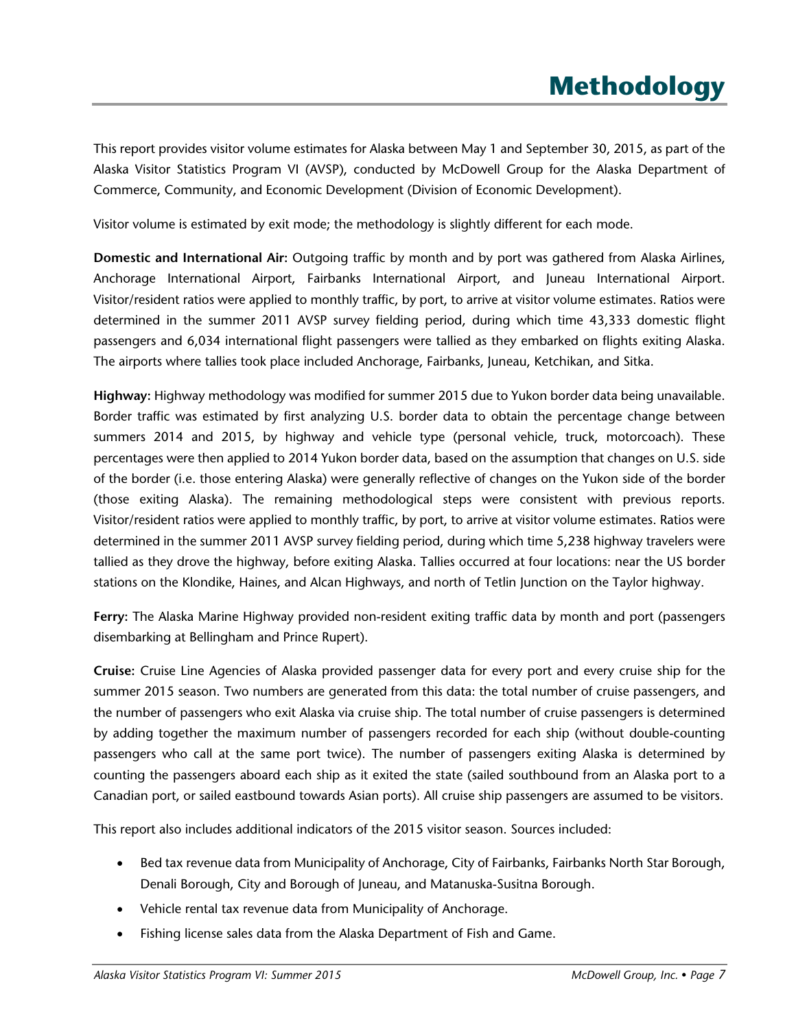# Methodology

This report provides visitor volume estimates for Alaska between May 1 and September 30, 2015, as part of the Alaska Visitor Statistics Program VI (AVSP), conducted by McDowell Group for the Alaska Department of Commerce, Community, and Economic Development (Division of Economic Development).

Visitor volume is estimated by exit mode; the methodology is slightly different for each mode.

**Domestic and International Air:** Outgoing traffic by month and by port was gathered from Alaska Airlines, Anchorage International Airport, Fairbanks International Airport, and Juneau International Airport. Visitor/resident ratios were applied to monthly traffic, by port, to arrive at visitor volume estimates. Ratios were determined in the summer 2011 AVSP survey fielding period, during which time 43,333 domestic flight passengers and 6,034 international flight passengers were tallied as they embarked on flights exiting Alaska. The airports where tallies took place included Anchorage, Fairbanks, Juneau, Ketchikan, and Sitka.

**Highway:** Highway methodology was modified for summer 2015 due to Yukon border data being unavailable. Border traffic was estimated by first analyzing U.S. border data to obtain the percentage change between summers 2014 and 2015, by highway and vehicle type (personal vehicle, truck, motorcoach). These percentages were then applied to 2014 Yukon border data, based on the assumption that changes on U.S. side of the border (i.e. those entering Alaska) were generally reflective of changes on the Yukon side of the border (those exiting Alaska). The remaining methodological steps were consistent with previous reports. Visitor/resident ratios were applied to monthly traffic, by port, to arrive at visitor volume estimates. Ratios were determined in the summer 2011 AVSP survey fielding period, during which time 5,238 highway travelers were tallied as they drove the highway, before exiting Alaska. Tallies occurred at four locations: near the US border stations on the Klondike, Haines, and Alcan Highways, and north of Tetlin Junction on the Taylor highway.

**Ferry:** The Alaska Marine Highway provided non-resident exiting traffic data by month and port (passengers disembarking at Bellingham and Prince Rupert).

**Cruise:** Cruise Line Agencies of Alaska provided passenger data for every port and every cruise ship for the summer 2015 season. Two numbers are generated from this data: the total number of cruise passengers, and the number of passengers who exit Alaska via cruise ship. The total number of cruise passengers is determined by adding together the maximum number of passengers recorded for each ship (without double-counting passengers who call at the same port twice). The number of passengers exiting Alaska is determined by counting the passengers aboard each ship as it exited the state (sailed southbound from an Alaska port to a Canadian port, or sailed eastbound towards Asian ports). All cruise ship passengers are assumed to be visitors.

This report also includes additional indicators of the 2015 visitor season. Sources included:

- Bed tax revenue data from Municipality of Anchorage, City of Fairbanks, Fairbanks North Star Borough, Denali Borough, City and Borough of Juneau, and Matanuska-Susitna Borough.
- Vehicle rental tax revenue data from Municipality of Anchorage.
- Fishing license sales data from the Alaska Department of Fish and Game.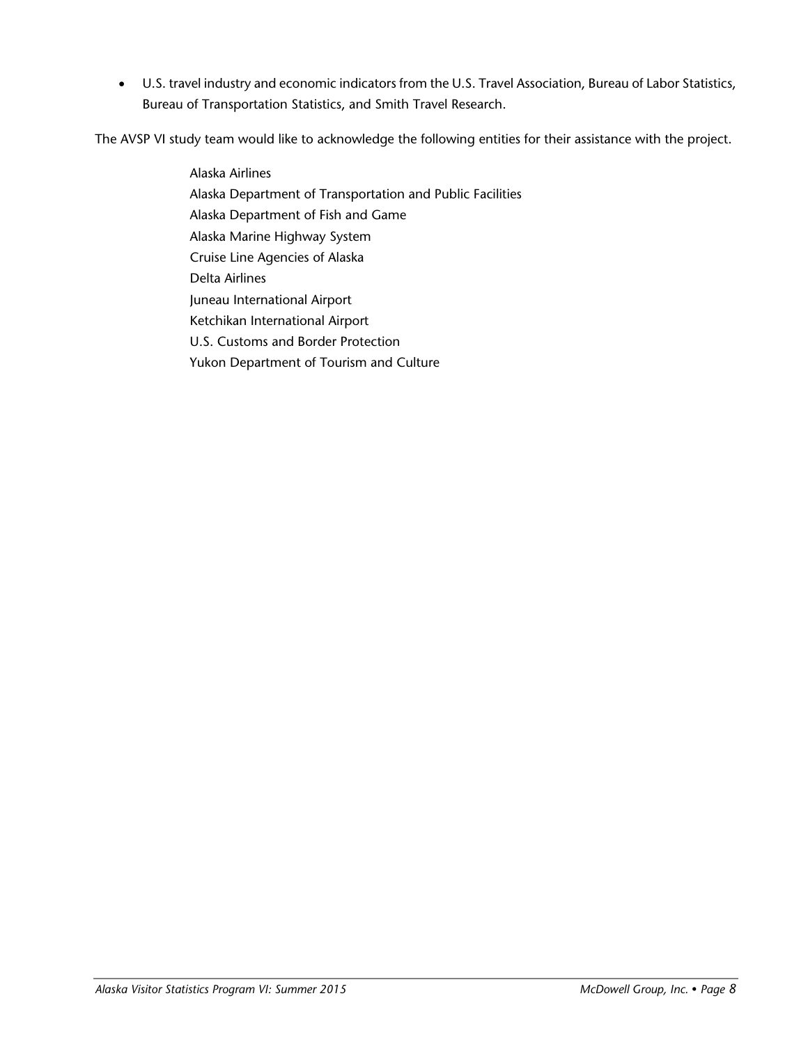- U.S. travel industry and economic indicators from the U.S. Travel Association, Bureau of Labor Statistics, Bureau of Transportation Statistics, and Smith Travel Research.

The AVSP VI study team would like to acknowledge the following entities for their assistance with the project.

Alaska Airlines
Alaska Department of Transportation and Public Facilities
Alaska Department of Fish and Game
Alaska Marine Highway System
Cruise Line Agencies of Alaska
Delta Airlines
Juneau International Airport
Ketchikan International Airport
U.S. Customs and Border Protection
Yukon Department of Tourism and Culture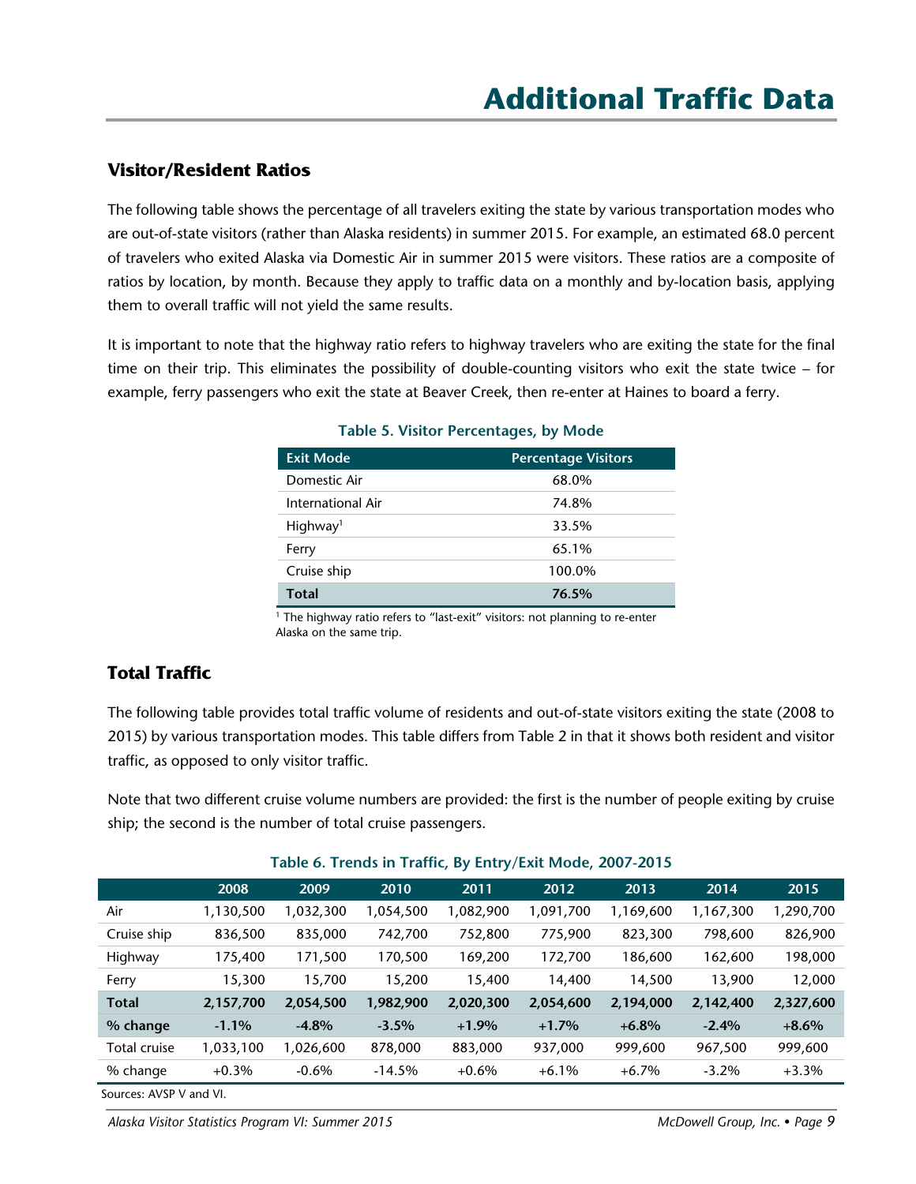# Additional Traffic Data

## Visitor/Resident Ratios

The following table shows the percentage of all travelers exiting the state by various transportation modes who are out-of-state visitors (rather than Alaska residents) in summer 2015. For example, an estimated 68.0 percent of travelers who exited Alaska via Domestic Air in summer 2015 were visitors. These ratios are a composite of ratios by location, by month. Because they apply to traffic data on a monthly and by-location basis, applying them to overall traffic will not yield the same results.

It is important to note that the highway ratio refers to highway travelers who are exiting the state for the final time on their trip. This eliminates the possibility of double-counting visitors who exit the state twice – for example, ferry passengers who exit the state at Beaver Creek, then re-enter at Haines to board a ferry.

**Table 5. Visitor Percentages, by Mode**

| Exit Mode | Percentage Visitors |
|---|---|
| Domestic Air | 68.0% |
| International Air | 74.8% |
| Highway[1] | 33.5% |
| Ferry | 65.1% |
| Cruise ship | 100.0% |
| **Total** | **76.5%** |

[1] The highway ratio refers to "last-exit" visitors: not planning to re-enter Alaska on the same trip.

## Total Traffic

The following table provides total traffic volume of residents and out-of-state visitors exiting the state (2008 to 2015) by various transportation modes. This table differs from Table 2 in that it shows both resident and visitor traffic, as opposed to only visitor traffic.

Note that two different cruise volume numbers are provided: the first is the number of people exiting by cruise ship; the second is the number of total cruise passengers.

**Table 6. Trends in Traffic, By Entry/Exit Mode, 2007-2015**

| | 2008 | 2009 | 2010 | 2011 | 2012 | 2013 | 2014 | 2015 |
|---|---|---|---|---|---|---|---|---|
| Air | 1,130,500 | 1,032,300 | 1,054,500 | 1,082,900 | 1,091,700 | 1,169,600 | 1,167,300 | 1,290,700 |
| Cruise ship | 836,500 | 835,000 | 742,700 | 752,800 | 775,900 | 823,300 | 798,600 | 826,900 |
| Highway | 175,400 | 171,500 | 170,500 | 169,200 | 172,700 | 186,600 | 162,600 | 198,000 |
| Ferry | 15,300 | 15,700 | 15,200 | 15,400 | 14,400 | 14,500 | 13,900 | 12,000 |
| **Total** | **2,157,700** | **2,054,500** | **1,982,900** | **2,020,300** | **2,054,600** | **2,194,000** | **2,142,400** | **2,327,600** |
| **% change** | **-1.1%** | **-4.8%** | **-3.5%** | **+1.9%** | **+1.7%** | **+6.8%** | **-2.4%** | **+8.6%** |
| Total cruise | 1,033,100 | 1,026,600 | 878,000 | 883,000 | 937,000 | 999,600 | 967,500 | 999,600 |
| % change | +0.3% | -0.6% | -14.5% | +0.6% | +6.1% | +6.7% | -3.2% | +3.3% |

Sources: AVSP V and VI.